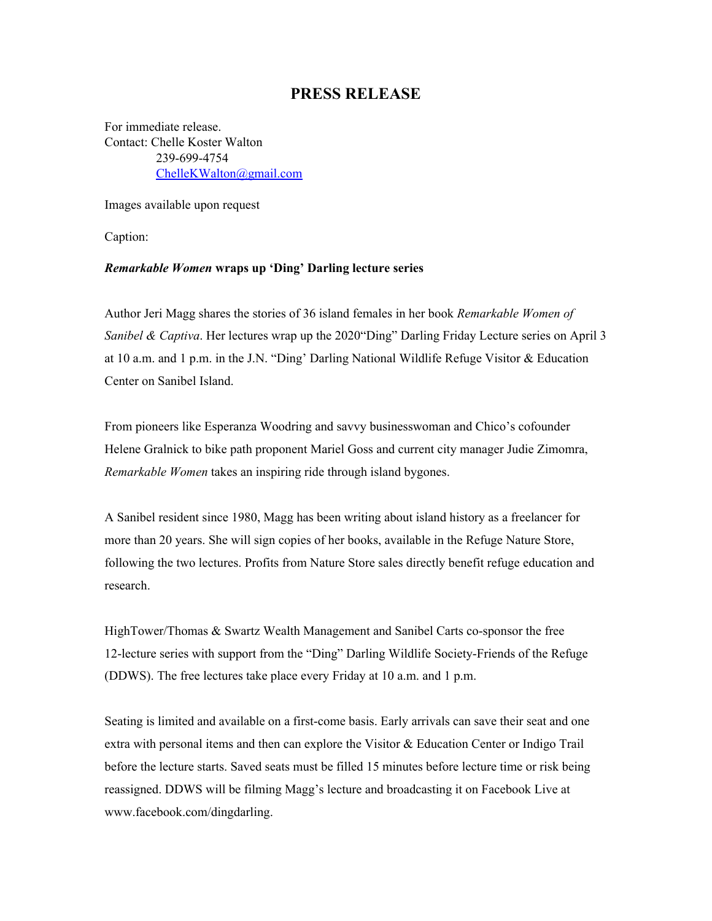# PRESS RELEASE

For immediate release.
Contact: Chelle Koster Walton
239-699-4754
ChelleKWalton@gmail.com

Images available upon request

Caption:

***Remarkable Women* wraps up 'Ding' Darling lecture series**

Author Jeri Magg shares the stories of 36 island females in her book *Remarkable Women of Sanibel & Captiva*. Her lectures wrap up the 2020"Ding" Darling Friday Lecture series on April 3 at 10 a.m. and 1 p.m. in the J.N. "Ding' Darling National Wildlife Refuge Visitor & Education Center on Sanibel Island.

From pioneers like Esperanza Woodring and savvy businesswoman and Chico's cofounder Helene Gralnick to bike path proponent Mariel Goss and current city manager Judie Zimomra, *Remarkable Women* takes an inspiring ride through island bygones.

A Sanibel resident since 1980, Magg has been writing about island history as a freelancer for more than 20 years. She will sign copies of her books, available in the Refuge Nature Store, following the two lectures. Profits from Nature Store sales directly benefit refuge education and research.

HighTower/Thomas & Swartz Wealth Management and Sanibel Carts co-sponsor the free 12-lecture series with support from the "Ding" Darling Wildlife Society-Friends of the Refuge (DDWS). The free lectures take place every Friday at 10 a.m. and 1 p.m.

Seating is limited and available on a first-come basis. Early arrivals can save their seat and one extra with personal items and then can explore the Visitor & Education Center or Indigo Trail before the lecture starts. Saved seats must be filled 15 minutes before lecture time or risk being reassigned. DDWS will be filming Magg's lecture and broadcasting it on Facebook Live at www.facebook.com/dingdarling.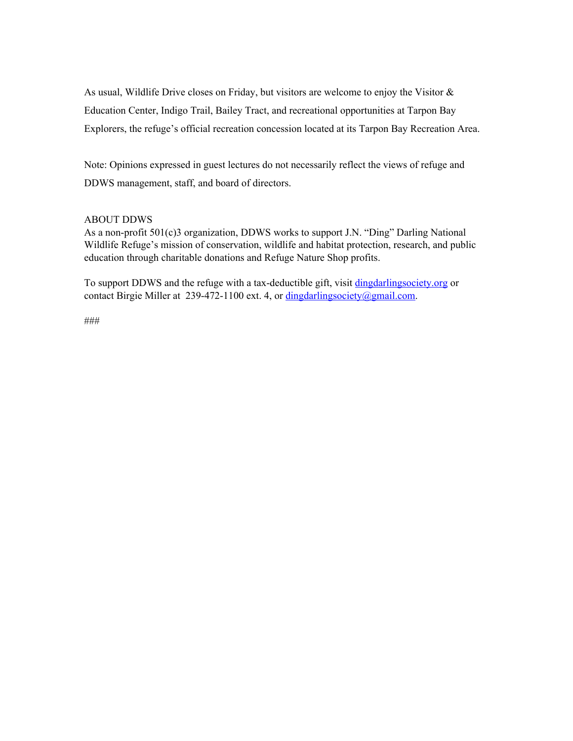As usual, Wildlife Drive closes on Friday, but visitors are welcome to enjoy the Visitor & Education Center, Indigo Trail, Bailey Tract, and recreational opportunities at Tarpon Bay Explorers, the refuge's official recreation concession located at its Tarpon Bay Recreation Area.

Note: Opinions expressed in guest lectures do not necessarily reflect the views of refuge and DDWS management, staff, and board of directors.

ABOUT DDWS
As a non-profit 501(c)3 organization, DDWS works to support J.N. "Ding" Darling National Wildlife Refuge's mission of conservation, wildlife and habitat protection, research, and public education through charitable donations and Refuge Nature Shop profits.

To support DDWS and the refuge with a tax-deductible gift, visit dingdarlingsociety.org or contact Birgie Miller at 239-472-1100 ext. 4, or dingdarlingsociety@gmail.com.

###